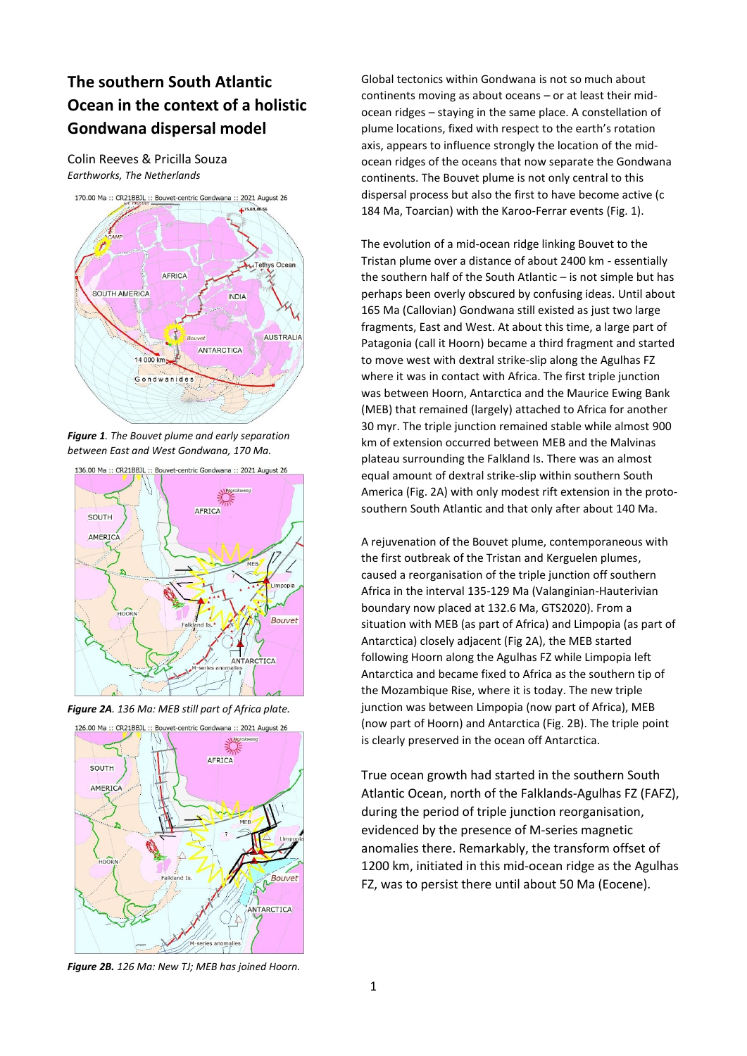# The southern South Atlantic Ocean in the context of a holistic Gondwana dispersal model

Colin Reeves & Pricilla Souza
*Earthworks, The Netherlands*

***Figure 1**. The Bouvet plume and early separation between East and West Gondwana, 170 Ma.*

***Figure 2A**. 136 Ma: MEB still part of Africa plate.*

***Figure 2B.** 126 Ma: New TJ; MEB has joined Hoorn.*

Global tectonics within Gondwana is not so much about continents moving as about oceans – or at least their mid-ocean ridges – staying in the same place. A constellation of plume locations, fixed with respect to the earth's rotation axis, appears to influence strongly the location of the mid-ocean ridges of the oceans that now separate the Gondwana continents. The Bouvet plume is not only central to this dispersal process but also the first to have become active (c 184 Ma, Toarcian) with the Karoo-Ferrar events (Fig. 1).

The evolution of a mid-ocean ridge linking Bouvet to the Tristan plume over a distance of about 2400 km - essentially the southern half of the South Atlantic – is not simple but has perhaps been overly obscured by confusing ideas. Until about 165 Ma (Callovian) Gondwana still existed as just two large fragments, East and West. At about this time, a large part of Patagonia (call it Hoorn) became a third fragment and started to move west with dextral strike-slip along the Agulhas FZ where it was in contact with Africa. The first triple junction was between Hoorn, Antarctica and the Maurice Ewing Bank (MEB) that remained (largely) attached to Africa for another 30 myr. The triple junction remained stable while almost 900 km of extension occurred between MEB and the Malvinas plateau surrounding the Falkland Is. There was an almost equal amount of dextral strike-slip within southern South America (Fig. 2A) with only modest rift extension in the proto-southern South Atlantic and that only after about 140 Ma.

A rejuvenation of the Bouvet plume, contemporaneous with the first outbreak of the Tristan and Kerguelen plumes, caused a reorganisation of the triple junction off southern Africa in the interval 135-129 Ma (Valanginian-Hauterivian boundary now placed at 132.6 Ma, GTS2020). From a situation with MEB (as part of Africa) and Limpopia (as part of Antarctica) closely adjacent (Fig 2A), the MEB started following Hoorn along the Agulhas FZ while Limpopia left Antarctica and became fixed to Africa as the southern tip of the Mozambique Rise, where it is today. The new triple junction was between Limpopia (now part of Africa), MEB (now part of Hoorn) and Antarctica (Fig. 2B). The triple point is clearly preserved in the ocean off Antarctica.

True ocean growth had started in the southern South Atlantic Ocean, north of the Falklands-Agulhas FZ (FAFZ), during the period of triple junction reorganisation, evidenced by the presence of M-series magnetic anomalies there. Remarkably, the transform offset of 1200 km, initiated in this mid-ocean ridge as the Agulhas FZ, was to persist there until about 50 Ma (Eocene).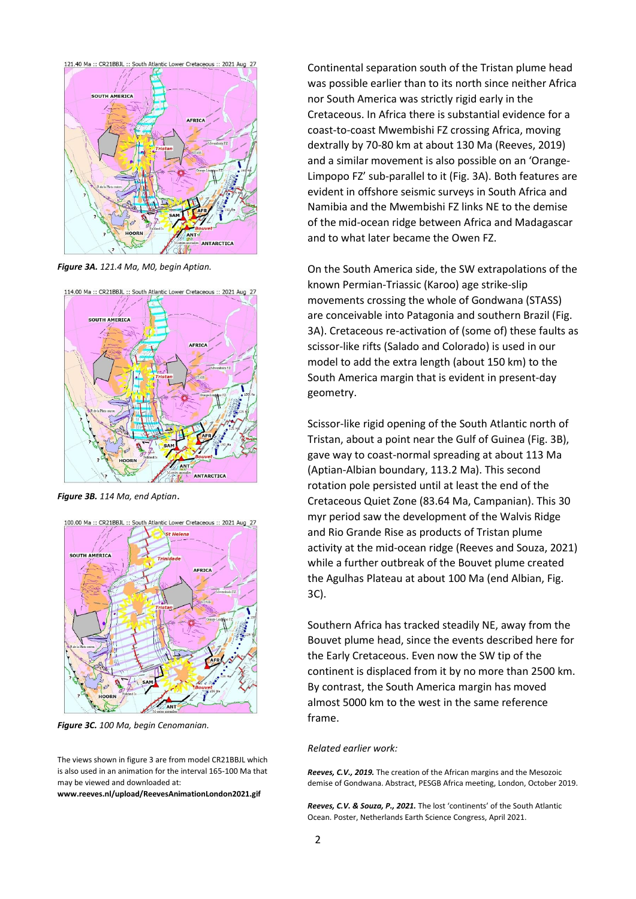121.40 Ma :: CR21BBJL :: South Atlantic Lower Cretaceous :: 2021 Aug 27

*Figure 3A. 121.4 Ma, M0, begin Aptian.*

114.00 Ma :: CR21BBJL :: South Atlantic Lower Cretaceous :: 2021 Aug 27

*Figure 3B. 114 Ma, end Aptian*.

100.00 Ma :: CR21BBJL :: South Atlantic Lower Cretaceous :: 2021 Aug 27

*Figure 3C. 100 Ma, begin Cenomanian.*

The views shown in figure 3 are from model CR21BBJL which is also used in an animation for the interval 165-100 Ma that may be viewed and downloaded at:
**www.reeves.nl/upload/ReevesAnimationLondon2021.gif**

Continental separation south of the Tristan plume head was possible earlier than to its north since neither Africa nor South America was strictly rigid early in the Cretaceous. In Africa there is substantial evidence for a coast-to-coast Mwembishi FZ crossing Africa, moving dextrally by 70-80 km at about 130 Ma (Reeves, 2019) and a similar movement is also possible on an 'Orange-Limpopo FZ' sub-parallel to it (Fig. 3A). Both features are evident in offshore seismic surveys in South Africa and Namibia and the Mwembishi FZ links NE to the demise of the mid-ocean ridge between Africa and Madagascar and to what later became the Owen FZ.

On the South America side, the SW extrapolations of the known Permian-Triassic (Karoo) age strike-slip movements crossing the whole of Gondwana (STASS) are conceivable into Patagonia and southern Brazil (Fig. 3A). Cretaceous re-activation of (some of) these faults as scissor-like rifts (Salado and Colorado) is used in our model to add the extra length (about 150 km) to the South America margin that is evident in present-day geometry.

Scissor-like rigid opening of the South Atlantic north of Tristan, about a point near the Gulf of Guinea (Fig. 3B), gave way to coast-normal spreading at about 113 Ma (Aptian-Albian boundary, 113.2 Ma). This second rotation pole persisted until at least the end of the Cretaceous Quiet Zone (83.64 Ma, Campanian). This 30 myr period saw the development of the Walvis Ridge and Rio Grande Rise as products of Tristan plume activity at the mid-ocean ridge (Reeves and Souza, 2021) while a further outbreak of the Bouvet plume created the Agulhas Plateau at about 100 Ma (end Albian, Fig. 3C).

Southern Africa has tracked steadily NE, away from the Bouvet plume head, since the events described here for the Early Cretaceous. Even now the SW tip of the continent is displaced from it by no more than 2500 km. By contrast, the South America margin has moved almost 5000 km to the west in the same reference frame.

*Related earlier work:*

***Reeves, C.V., 2019.*** The creation of the African margins and the Mesozoic demise of Gondwana. Abstract, PESGB Africa meeting, London, October 2019.

***Reeves, C.V. & Souza, P., 2021.*** The lost 'continents' of the South Atlantic Ocean. Poster, Netherlands Earth Science Congress, April 2021.